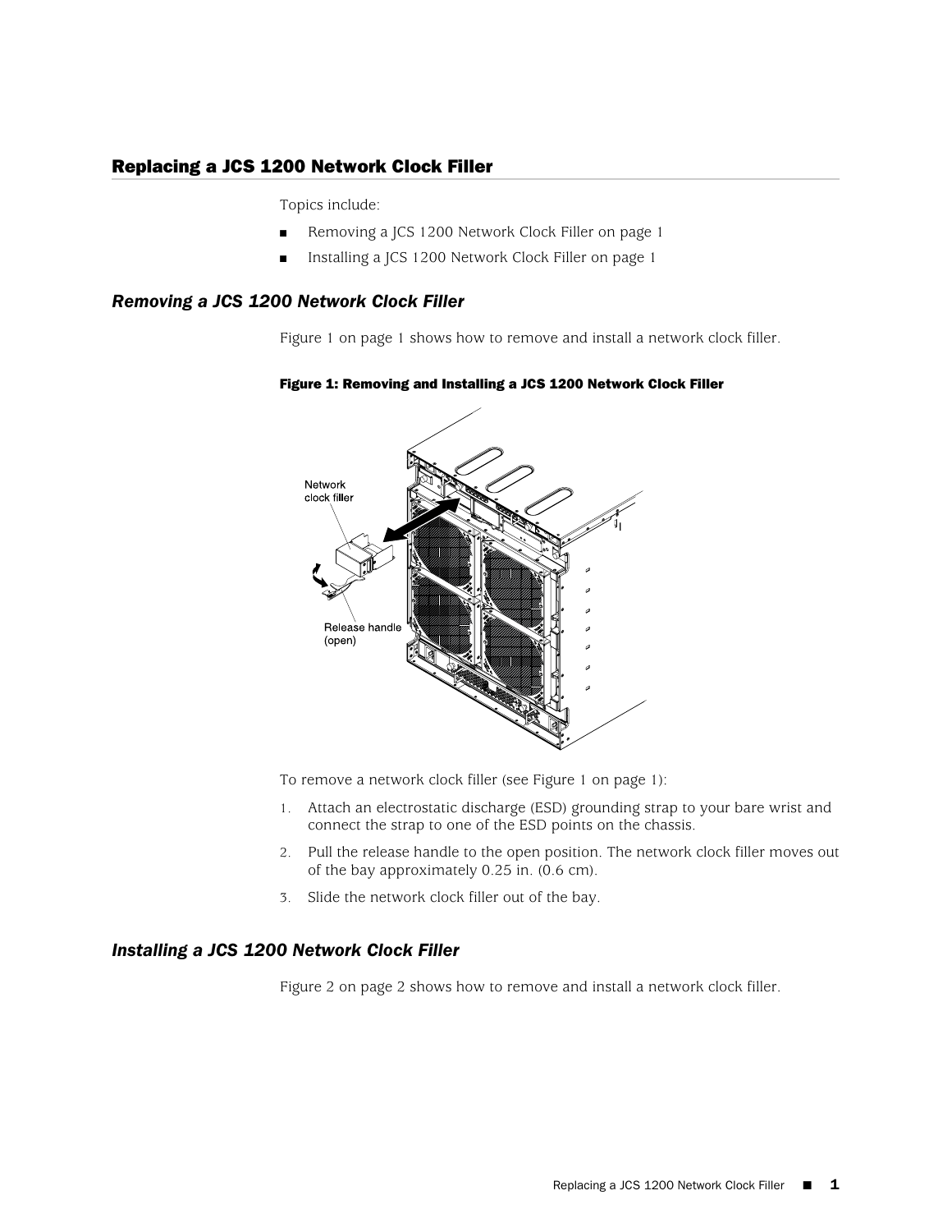## Replacing a JCS 1200 Network Clock Filler

Topics include:

- Removing a JCS 1200 Network Clock Filler on page 1
- Installing a JCS 1200 Network Clock Filler on page 1

### *Removing a JCS 1200 Network Clock Filler*

Figure 1 on page 1 shows how to remove and install a network clock filler.

**Figure 1: Removing and Installing a JCS 1200 Network Clock Filler**

To remove a network clock filler (see Figure 1 on page 1):

1. Attach an electrostatic discharge (ESD) grounding strap to your bare wrist and connect the strap to one of the ESD points on the chassis.
2. Pull the release handle to the open position. The network clock filler moves out of the bay approximately 0.25 in. (0.6 cm).
3. Slide the network clock filler out of the bay.

### *Installing a JCS 1200 Network Clock Filler*

Figure 2 on page 2 shows how to remove and install a network clock filler.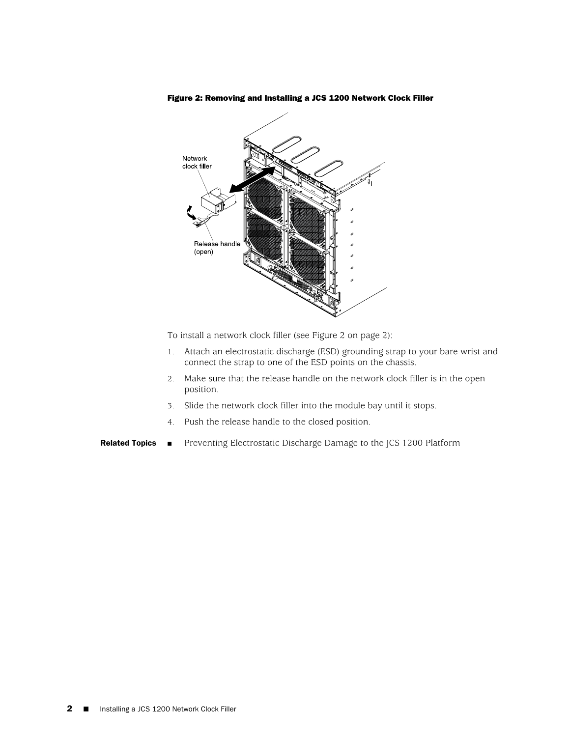**Figure 2: Removing and Installing a JCS 1200 Network Clock Filler**

Network clock filler

Release handle (open)

To install a network clock filler (see Figure 2 on page 2):

1. Attach an electrostatic discharge (ESD) grounding strap to your bare wrist and connect the strap to one of the ESD points on the chassis.
2. Make sure that the release handle on the network clock filler is in the open position.
3. Slide the network clock filler into the module bay until it stops.
4. Push the release handle to the closed position.

**Related Topics**

- Preventing Electrostatic Discharge Damage to the JCS 1200 Platform